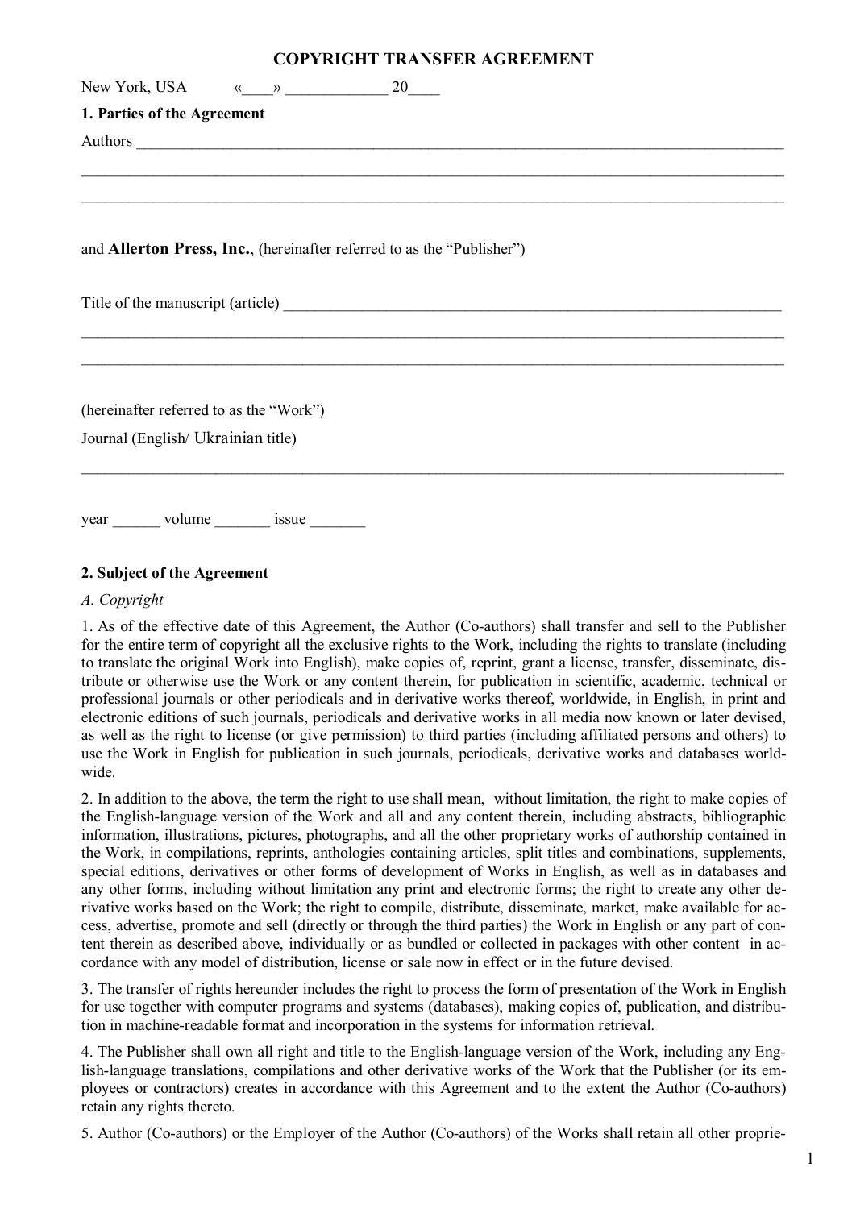# COPYRIGHT TRANSFER AGREEMENT

New York, USA «____» _____________ 20____

**1. Parties of the Agreement**

Authors ___________________________________________________________________________

___________________________________________________________________________________

___________________________________________________________________________________

and **Allerton Press, Inc.**, (hereinafter referred to as the "Publisher")

Title of the manuscript (article) ________________________________________________________

___________________________________________________________________________________

___________________________________________________________________________________

(hereinafter referred to as the "Work")

Journal (English/ Ukrainian title)

___________________________________________________________________________________

year ______ volume _______ issue _______

**2. Subject of the Agreement**

*A. Copyright*

1. As of the effective date of this Agreement, the Author (Co-authors) shall transfer and sell to the Publisher for the entire term of copyright all the exclusive rights to the Work, including the rights to translate (including to translate the original Work into English), make copies of, reprint, grant a license, transfer, disseminate, distribute or otherwise use the Work or any content therein, for publication in scientific, academic, technical or professional journals or other periodicals and in derivative works thereof, worldwide, in English, in print and electronic editions of such journals, periodicals and derivative works in all media now known or later devised, as well as the right to license (or give permission) to third parties (including affiliated persons and others) to use the Work in English for publication in such journals, periodicals, derivative works and databases worldwide.

2. In addition to the above, the term the right to use shall mean, without limitation, the right to make copies of the English-language version of the Work and all and any content therein, including abstracts, bibliographic information, illustrations, pictures, photographs, and all the other proprietary works of authorship contained in the Work, in compilations, reprints, anthologies containing articles, split titles and combinations, supplements, special editions, derivatives or other forms of development of Works in English, as well as in databases and any other forms, including without limitation any print and electronic forms; the right to create any other derivative works based on the Work; the right to compile, distribute, disseminate, market, make available for access, advertise, promote and sell (directly or through the third parties) the Work in English or any part of content therein as described above, individually or as bundled or collected in packages with other content in accordance with any model of distribution, license or sale now in effect or in the future devised.

3. The transfer of rights hereunder includes the right to process the form of presentation of the Work in English for use together with computer programs and systems (databases), making copies of, publication, and distribution in machine-readable format and incorporation in the systems for information retrieval.

4. The Publisher shall own all right and title to the English-language version of the Work, including any English-language translations, compilations and other derivative works of the Work that the Publisher (or its employees or contractors) creates in accordance with this Agreement and to the extent the Author (Co-authors) retain any rights thereto.

5. Author (Co-authors) or the Employer of the Author (Co-authors) of the Works shall retain all other proprie-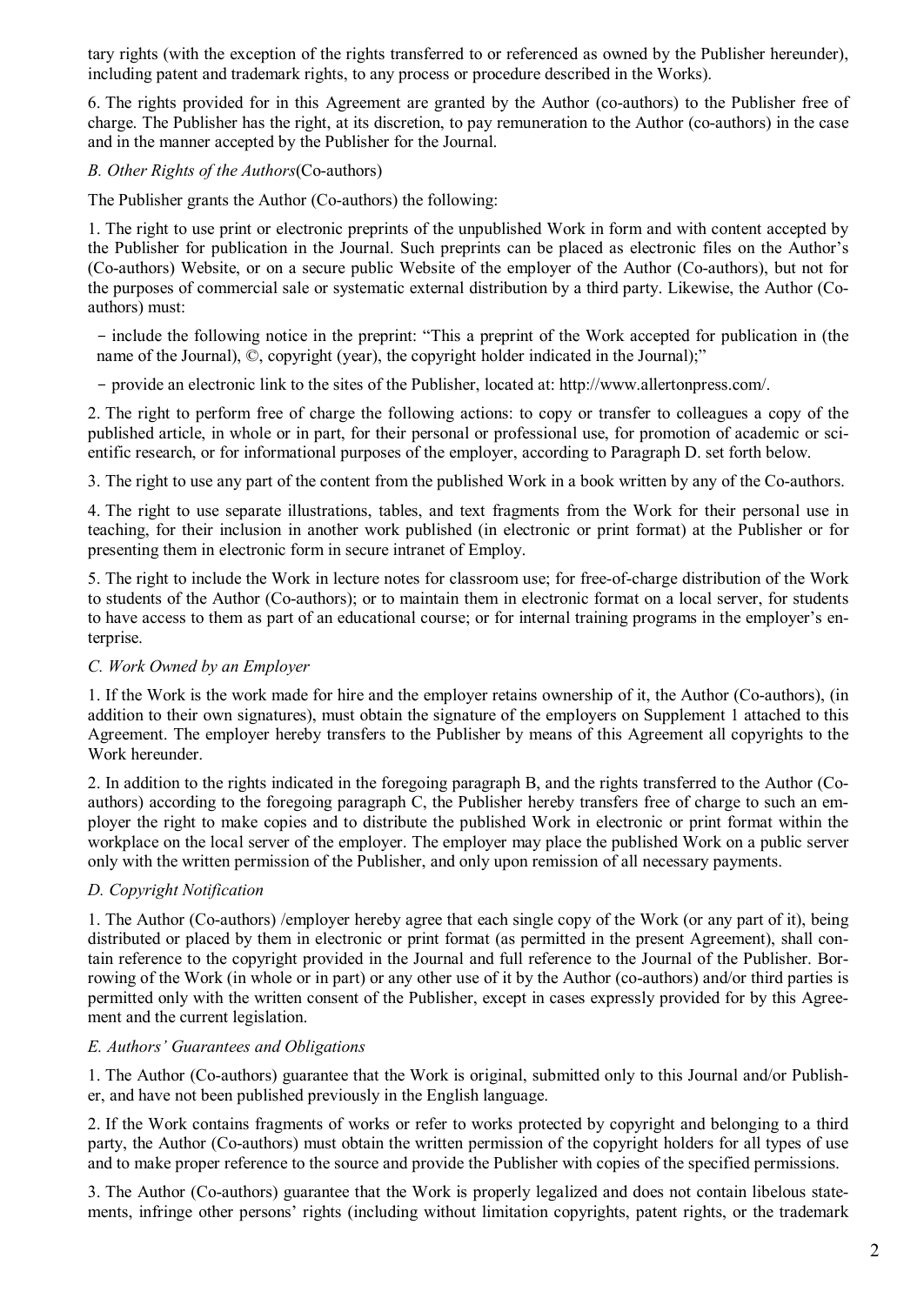tary rights (with the exception of the rights transferred to or referenced as owned by the Publisher hereunder), including patent and trademark rights, to any process or procedure described in the Works).

6. The rights provided for in this Agreement are granted by the Author (co-authors) to the Publisher free of charge. The Publisher has the right, at its discretion, to pay remuneration to the Author (co-authors) in the case and in the manner accepted by the Publisher for the Journal.

*B. Other Rights of the Authors*(Co-authors)

The Publisher grants the Author (Co-authors) the following:

1. The right to use print or electronic preprints of the unpublished Work in form and with content accepted by the Publisher for publication in the Journal. Such preprints can be placed as electronic files on the Author's (Co-authors) Website, or on a secure public Website of the employer of the Author (Co-authors), but not for the purposes of commercial sale or systematic external distribution by a third party. Likewise, the Author (Co-authors) must:

- include the following notice in the preprint: "This a preprint of the Work accepted for publication in (the name of the Journal), ©, copyright (year), the copyright holder indicated in the Journal);"
- provide an electronic link to the sites of the Publisher, located at: http://www.allertonpress.com/.

2. The right to perform free of charge the following actions: to copy or transfer to colleagues a copy of the published article, in whole or in part, for their personal or professional use, for promotion of academic or scientific research, or for informational purposes of the employer, according to Paragraph D. set forth below.

3. The right to use any part of the content from the published Work in a book written by any of the Co-authors.

4. The right to use separate illustrations, tables, and text fragments from the Work for their personal use in teaching, for their inclusion in another work published (in electronic or print format) at the Publisher or for presenting them in electronic form in secure intranet of Employ.

5. The right to include the Work in lecture notes for classroom use; for free-of-charge distribution of the Work to students of the Author (Co-authors); or to maintain them in electronic format on a local server, for students to have access to them as part of an educational course; or for internal training programs in the employer's enterprise.

*C. Work Owned by an Employer*

1. If the Work is the work made for hire and the employer retains ownership of it, the Author (Co-authors), (in addition to their own signatures), must obtain the signature of the employers on Supplement 1 attached to this Agreement. The employer hereby transfers to the Publisher by means of this Agreement all copyrights to the Work hereunder.

2. In addition to the rights indicated in the foregoing paragraph B, and the rights transferred to the Author (Co-authors) according to the foregoing paragraph C, the Publisher hereby transfers free of charge to such an employer the right to make copies and to distribute the published Work in electronic or print format within the workplace on the local server of the employer. The employer may place the published Work on a public server only with the written permission of the Publisher, and only upon remission of all necessary payments.

*D. Copyright Notification*

1. The Author (Co-authors) /employer hereby agree that each single copy of the Work (or any part of it), being distributed or placed by them in electronic or print format (as permitted in the present Agreement), shall contain reference to the copyright provided in the Journal and full reference to the Journal of the Publisher. Borrowing of the Work (in whole or in part) or any other use of it by the Author (co-authors) and/or third parties is permitted only with the written consent of the Publisher, except in cases expressly provided for by this Agreement and the current legislation.

*E. Authors' Guarantees and Obligations*

1. The Author (Co-authors) guarantee that the Work is original, submitted only to this Journal and/or Publisher, and have not been published previously in the English language.

2. If the Work contains fragments of works or refer to works protected by copyright and belonging to a third party, the Author (Co-authors) must obtain the written permission of the copyright holders for all types of use and to make proper reference to the source and provide the Publisher with copies of the specified permissions.

3. The Author (Co-authors) guarantee that the Work is properly legalized and does not contain libelous statements, infringe other persons' rights (including without limitation copyrights, patent rights, or the trademark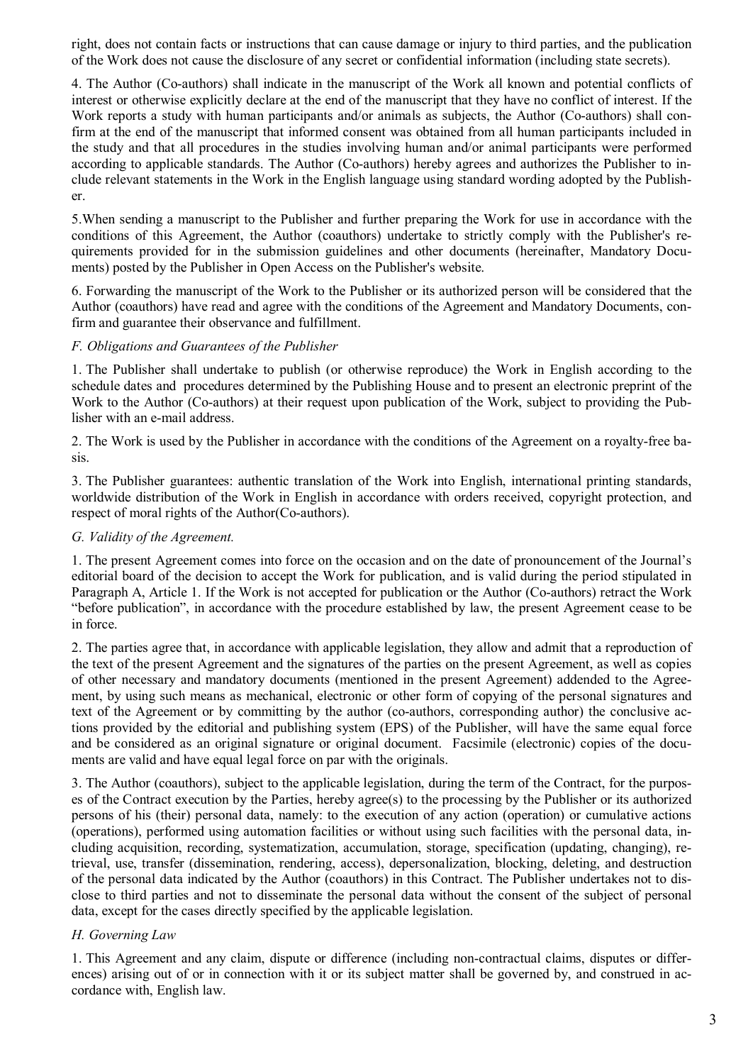right, does not contain facts or instructions that can cause damage or injury to third parties, and the publication of the Work does not cause the disclosure of any secret or confidential information (including state secrets).

4. The Author (Co-authors) shall indicate in the manuscript of the Work all known and potential conflicts of interest or otherwise explicitly declare at the end of the manuscript that they have no conflict of interest. If the Work reports a study with human participants and/or animals as subjects, the Author (Co-authors) shall confirm at the end of the manuscript that informed consent was obtained from all human participants included in the study and that all procedures in the studies involving human and/or animal participants were performed according to applicable standards. The Author (Co-authors) hereby agrees and authorizes the Publisher to include relevant statements in the Work in the English language using standard wording adopted by the Publisher.

5.When sending a manuscript to the Publisher and further preparing the Work for use in accordance with the conditions of this Agreement, the Author (coauthors) undertake to strictly comply with the Publisher's requirements provided for in the submission guidelines and other documents (hereinafter, Mandatory Documents) posted by the Publisher in Open Access on the Publisher's website.

6. Forwarding the manuscript of the Work to the Publisher or its authorized person will be considered that the Author (coauthors) have read and agree with the conditions of the Agreement and Mandatory Documents, confirm and guarantee their observance and fulfillment.

*F. Obligations and Guarantees of the Publisher*

1. The Publisher shall undertake to publish (or otherwise reproduce) the Work in English according to the schedule dates and procedures determined by the Publishing House and to present an electronic preprint of the Work to the Author (Co-authors) at their request upon publication of the Work, subject to providing the Publisher with an e-mail address.

2. The Work is used by the Publisher in accordance with the conditions of the Agreement on a royalty-free basis.

3. The Publisher guarantees: authentic translation of the Work into English, international printing standards, worldwide distribution of the Work in English in accordance with orders received, copyright protection, and respect of moral rights of the Author(Co-authors).

*G. Validity of the Agreement.*

1. The present Agreement comes into force on the occasion and on the date of pronouncement of the Journal's editorial board of the decision to accept the Work for publication, and is valid during the period stipulated in Paragraph A, Article 1. If the Work is not accepted for publication or the Author (Co-authors) retract the Work "before publication", in accordance with the procedure established by law, the present Agreement cease to be in force.

2. The parties agree that, in accordance with applicable legislation, they allow and admit that a reproduction of the text of the present Agreement and the signatures of the parties on the present Agreement, as well as copies of other necessary and mandatory documents (mentioned in the present Agreement) addended to the Agreement, by using such means as mechanical, electronic or other form of copying of the personal signatures and text of the Agreement or by committing by the author (co-authors, corresponding author) the conclusive actions provided by the editorial and publishing system (EPS) of the Publisher, will have the same equal force and be considered as an original signature or original document. Facsimile (electronic) copies of the documents are valid and have equal legal force on par with the originals.

3. The Author (coauthors), subject to the applicable legislation, during the term of the Contract, for the purposes of the Contract execution by the Parties, hereby agree(s) to the processing by the Publisher or its authorized persons of his (their) personal data, namely: to the execution of any action (operation) or cumulative actions (operations), performed using automation facilities or without using such facilities with the personal data, including acquisition, recording, systematization, accumulation, storage, specification (updating, changing), retrieval, use, transfer (dissemination, rendering, access), depersonalization, blocking, deleting, and destruction of the personal data indicated by the Author (coauthors) in this Contract. The Publisher undertakes not to disclose to third parties and not to disseminate the personal data without the consent of the subject of personal data, except for the cases directly specified by the applicable legislation.

*H. Governing Law*

1. This Agreement and any claim, dispute or difference (including non-contractual claims, disputes or differences) arising out of or in connection with it or its subject matter shall be governed by, and construed in accordance with, English law.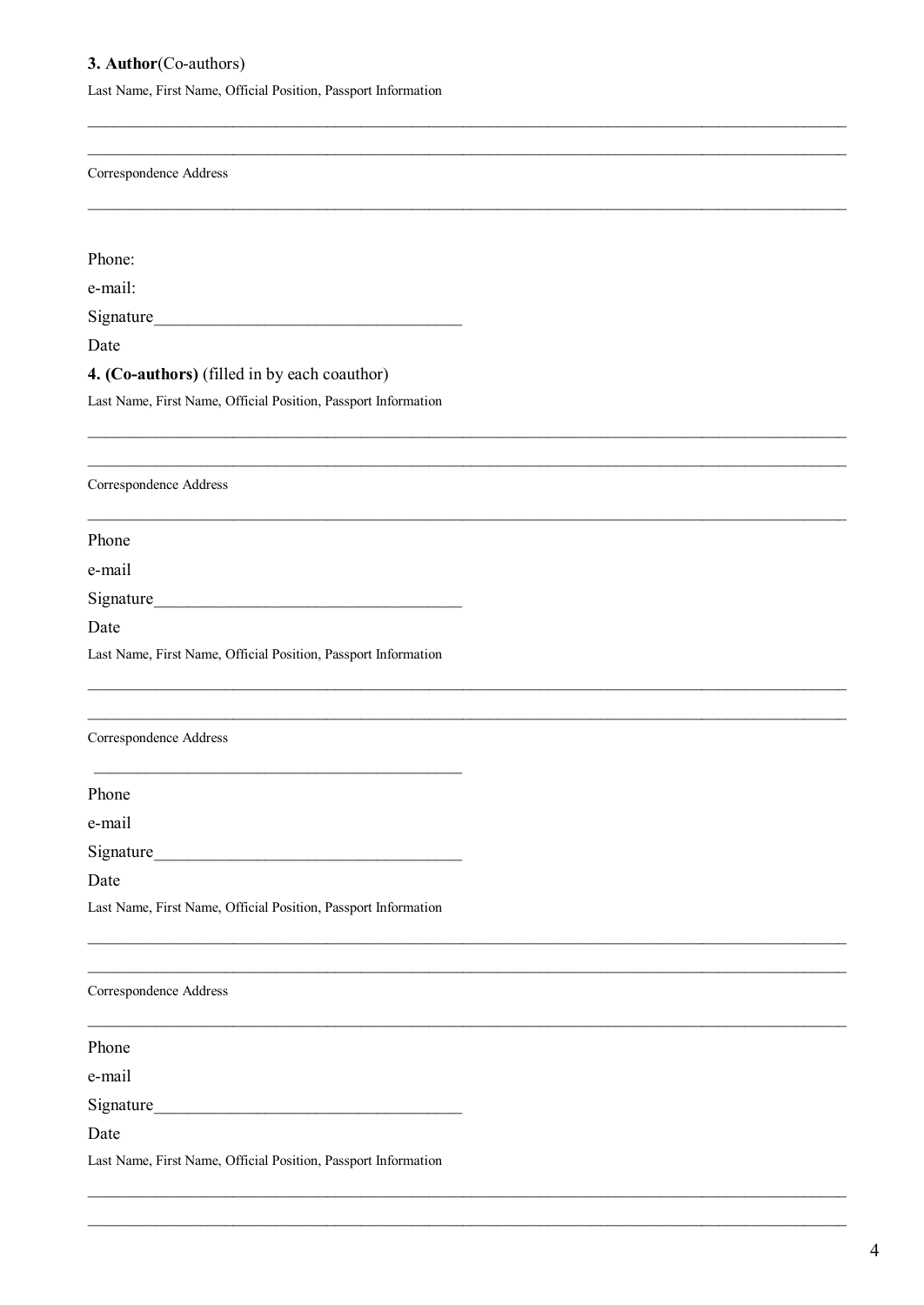**3. Author**(Co-authors)

Last Name, First Name, Official Position, Passport Information

___________________________________________________________________________________________

___________________________________________________________________________________________

Correspondence Address

___________________________________________________________________________________________

Phone:

e-mail:

Signature___________________________________

Date

**4. (Co-authors)** (filled in by each coauthor)

Last Name, First Name, Official Position, Passport Information

___________________________________________________________________________________________

___________________________________________________________________________________________

Correspondence Address

___________________________________________________________________________________________

Phone

e-mail

Signature___________________________________

Date

Last Name, First Name, Official Position, Passport Information

___________________________________________________________________________________________

___________________________________________________________________________________________

Correspondence Address

___________________________________________

Phone

e-mail

Signature___________________________________

Date

Last Name, First Name, Official Position, Passport Information

___________________________________________________________________________________________

___________________________________________________________________________________________

Correspondence Address

___________________________________________________________________________________________

Phone

e-mail

Signature___________________________________

Date

Last Name, First Name, Official Position, Passport Information

___________________________________________________________________________________________

___________________________________________________________________________________________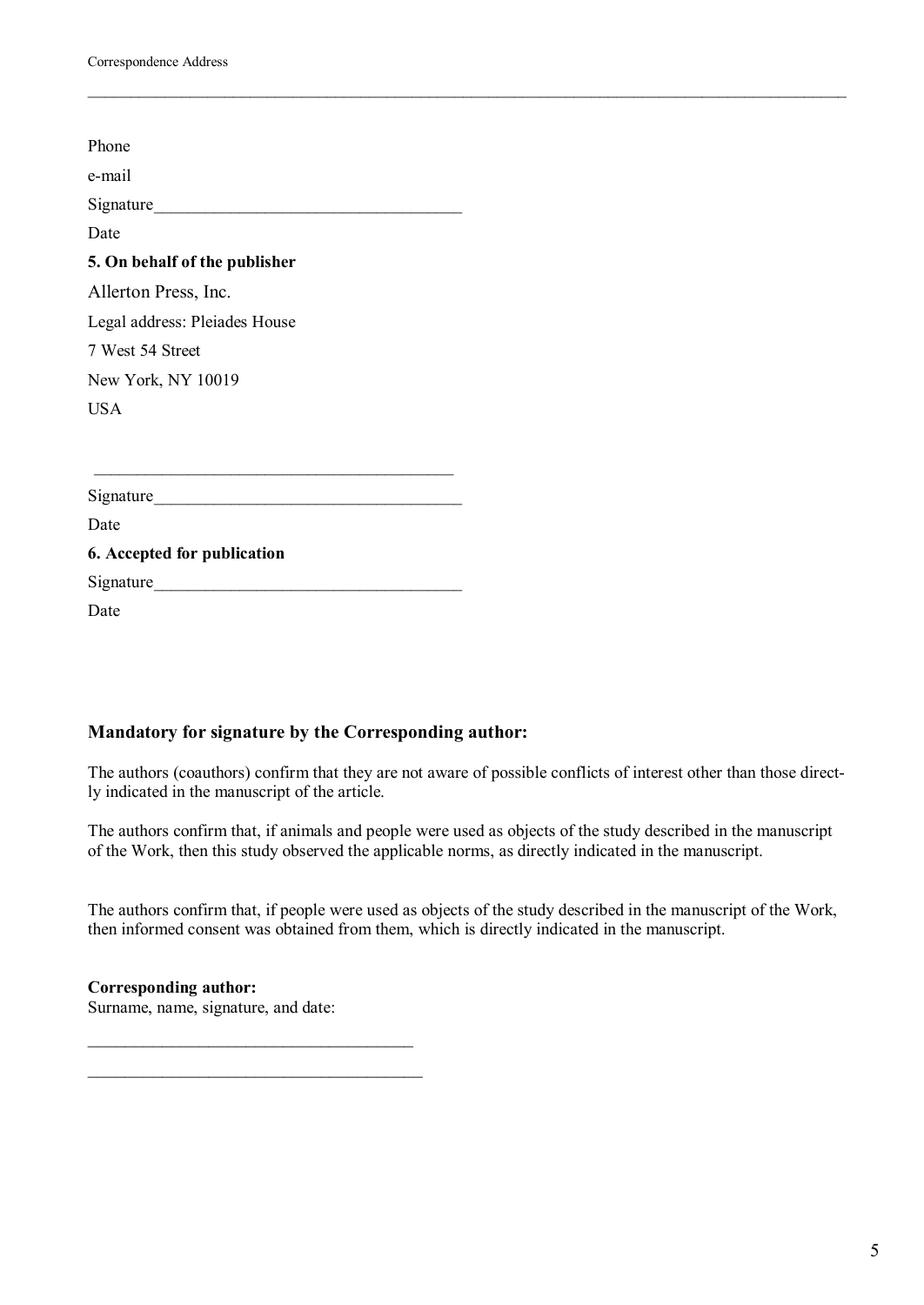Correspondence Address

___________________________________________________________________________________________

Phone

e-mail

Signature___________________________________

Date

**5. On behalf of the publisher**

Allerton Press, Inc.

Legal address: Pleiades House

7 West 54 Street

New York, NY 10019

USA

_________________________________________

Signature___________________________________

Date

**6. Accepted for publication**

Signature___________________________________

Date

### Mandatory for signature by the Corresponding author:

The authors (coauthors) confirm that they are not aware of possible conflicts of interest other than those directly indicated in the manuscript of the article.

The authors confirm that, if animals and people were used as objects of the study described in the manuscript of the Work, then this study observed the applicable norms, as directly indicated in the manuscript.

The authors confirm that, if people were used as objects of the study described in the manuscript of the Work, then informed consent was obtained from them, which is directly indicated in the manuscript.

**Corresponding author:**
Surname, name, signature, and date:

_____________________________________

______________________________________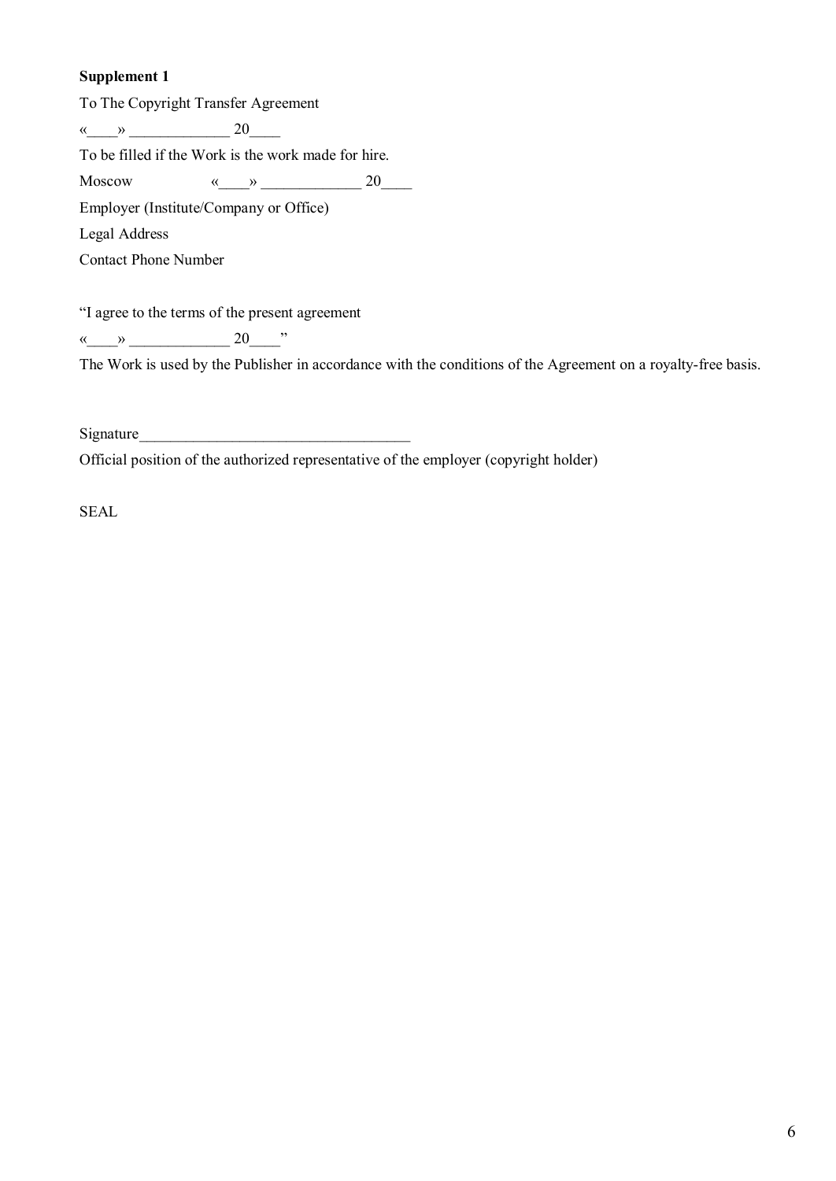**Supplement 1**

To The Copyright Transfer Agreement

«____» _____________ 20____

To be filled if the Work is the work made for hire.

Moscow «____» _____________ 20____

Employer (Institute/Company or Office)

Legal Address

Contact Phone Number

“I agree to the terms of the present agreement

«____» _____________ 20____”

The Work is used by the Publisher in accordance with the conditions of the Agreement on a royalty-free basis.

Signature___________________________________

Official position of the authorized representative of the employer (copyright holder)

SEAL